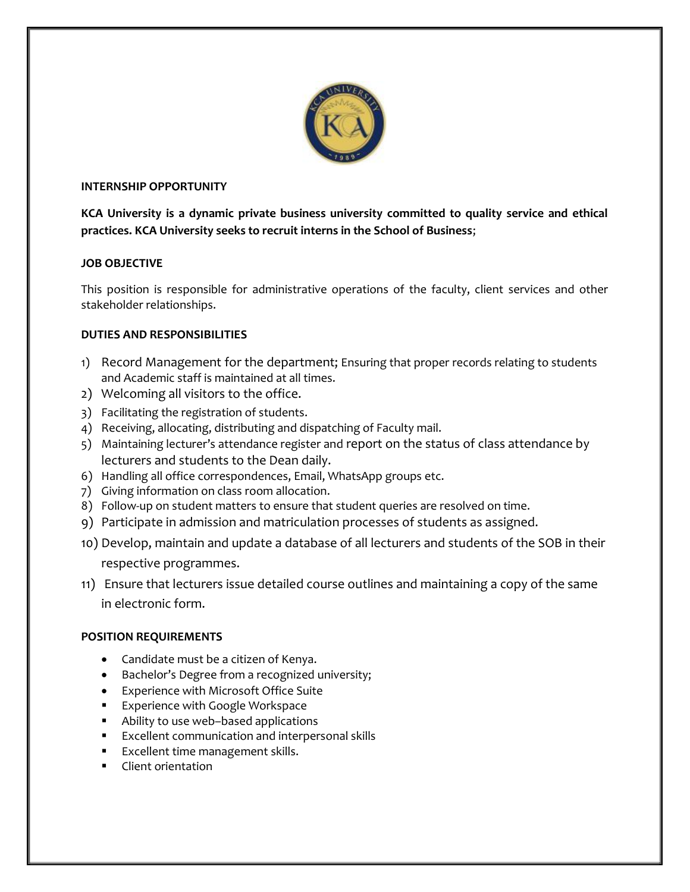**INTERNSHIP OPPORTUNITY**

**KCA University is a dynamic private business university committed to quality service and ethical practices. KCA University seeks to recruit interns in the School of Business**;

**JOB OBJECTIVE**

This position is responsible for administrative operations of the faculty, client services and other stakeholder relationships.

**DUTIES AND RESPONSIBILITIES**

1) Record Management for the department; Ensuring that proper records relating to students and Academic staff is maintained at all times.
2) Welcoming all visitors to the office.
3) Facilitating the registration of students.
4) Receiving, allocating, distributing and dispatching of Faculty mail.
5) Maintaining lecturer's attendance register and report on the status of class attendance by lecturers and students to the Dean daily.
6) Handling all office correspondences, Email, WhatsApp groups etc.
7) Giving information on class room allocation.
8) Follow-up on student matters to ensure that student queries are resolved on time.
9) Participate in admission and matriculation processes of students as assigned.
10) Develop, maintain and update a database of all lecturers and students of the SOB in their respective programmes.
11) Ensure that lecturers issue detailed course outlines and maintaining a copy of the same in electronic form.

**POSITION REQUIREMENTS**

- Candidate must be a citizen of Kenya.
- Bachelor's Degree from a recognized university;
- Experience with Microsoft Office Suite
- Experience with Google Workspace
- Ability to use web–based applications
- Excellent communication and interpersonal skills
- Excellent time management skills.
- Client orientation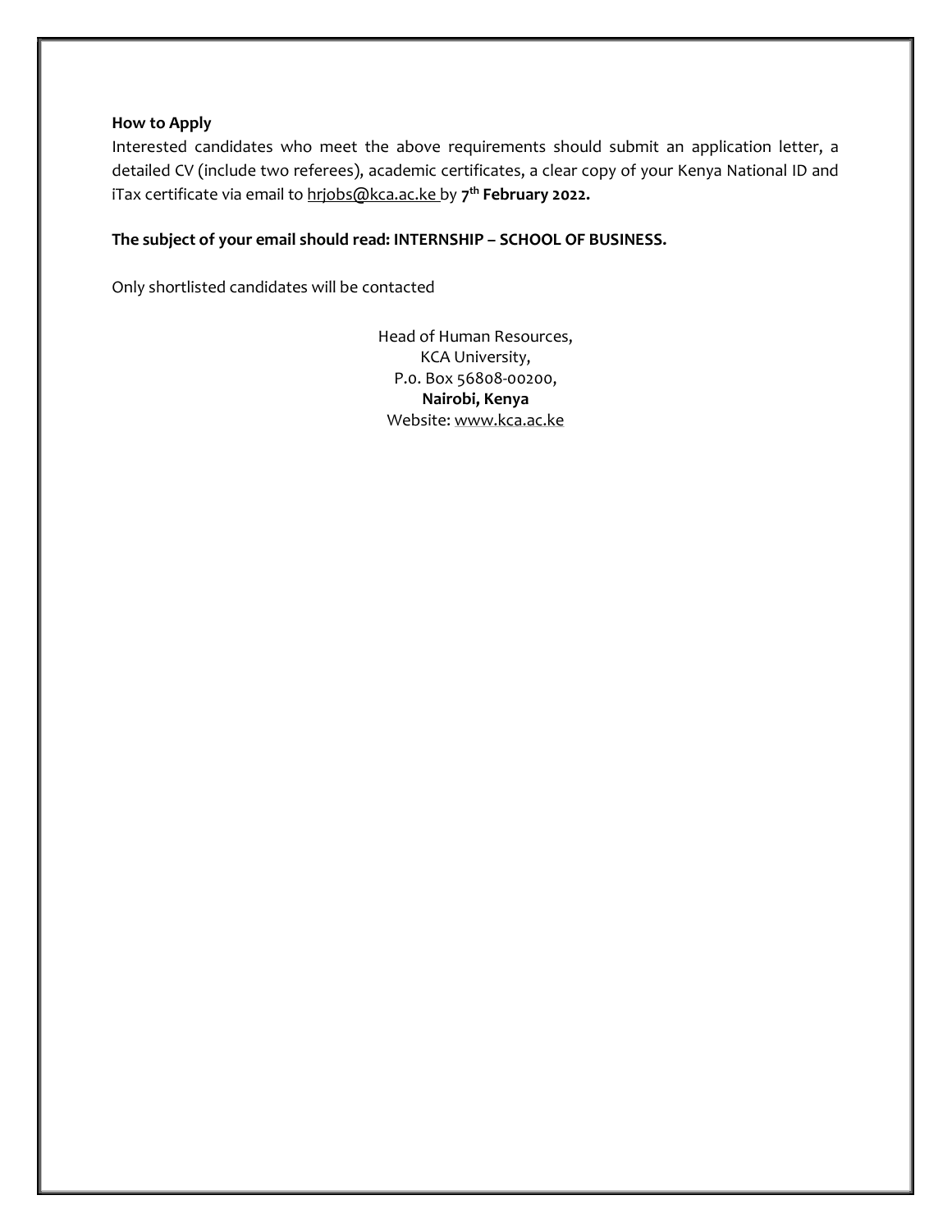**How to Apply**

Interested candidates who meet the above requirements should submit an application letter, a detailed CV (include two referees), academic certificates, a clear copy of your Kenya National ID and iTax certificate via email to hrjobs@kca.ac.ke by **7th February 2022.**

**The subject of your email should read: INTERNSHIP – SCHOOL OF BUSINESS.**

Only shortlisted candidates will be contacted

Head of Human Resources,
KCA University,
P.o. Box 56808-00200,
**Nairobi, Kenya**
Website: www.kca.ac.ke